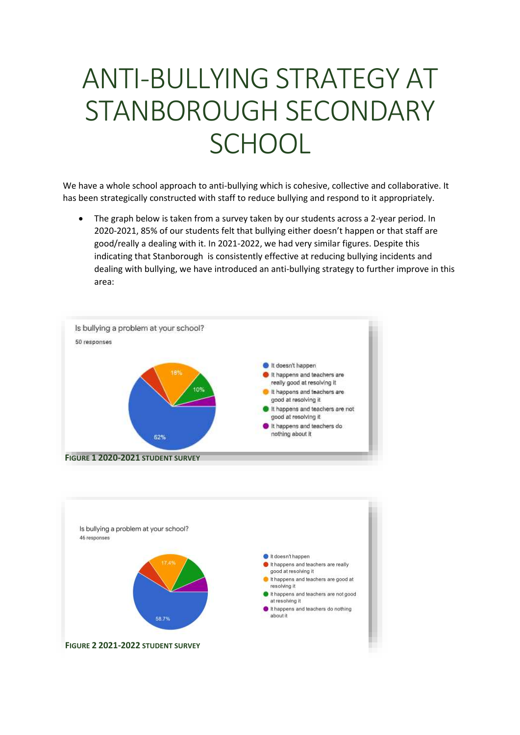# ANTI-BULLYING STRATEGY AT STANBOROUGH SECONDARY SCHOOL

We have a whole school approach to anti-bullying which is cohesive, collective and collaborative. It has been strategically constructed with staff to reduce bullying and respond to it appropriately.

- The graph below is taken from a survey taken by our students across a 2-year period. In 2020-2021, 85% of our students felt that bullying either doesn't happen or that staff are good/really a dealing with it. In 2021-2022, we had very similar figures. Despite this indicating that Stanborough is consistently effective at reducing bullying incidents and dealing with bullying, we have introduced an anti-bullying strategy to further improve in this area:

Is bullying a problem at your school?

50 responses

- It doesn't happen — 62%
- It happens and teachers are really good at resolving it
- It happens and teachers are good at resolving it — 18%
- It happens and teachers are not good at resolving it — 10%
- It happens and teachers do nothing about it

**FIGURE 1 2020-2021 STUDENT SURVEY**

Is bullying a problem at your school?

46 responses

- It doesn't happen — 58.7%
- It happens and teachers are really good at resolving it
- It happens and teachers are good at resolving it — 17.4%
- It happens and teachers are not good at resolving it
- It happens and teachers do nothing about it

**FIGURE 2 2021-2022 STUDENT SURVEY**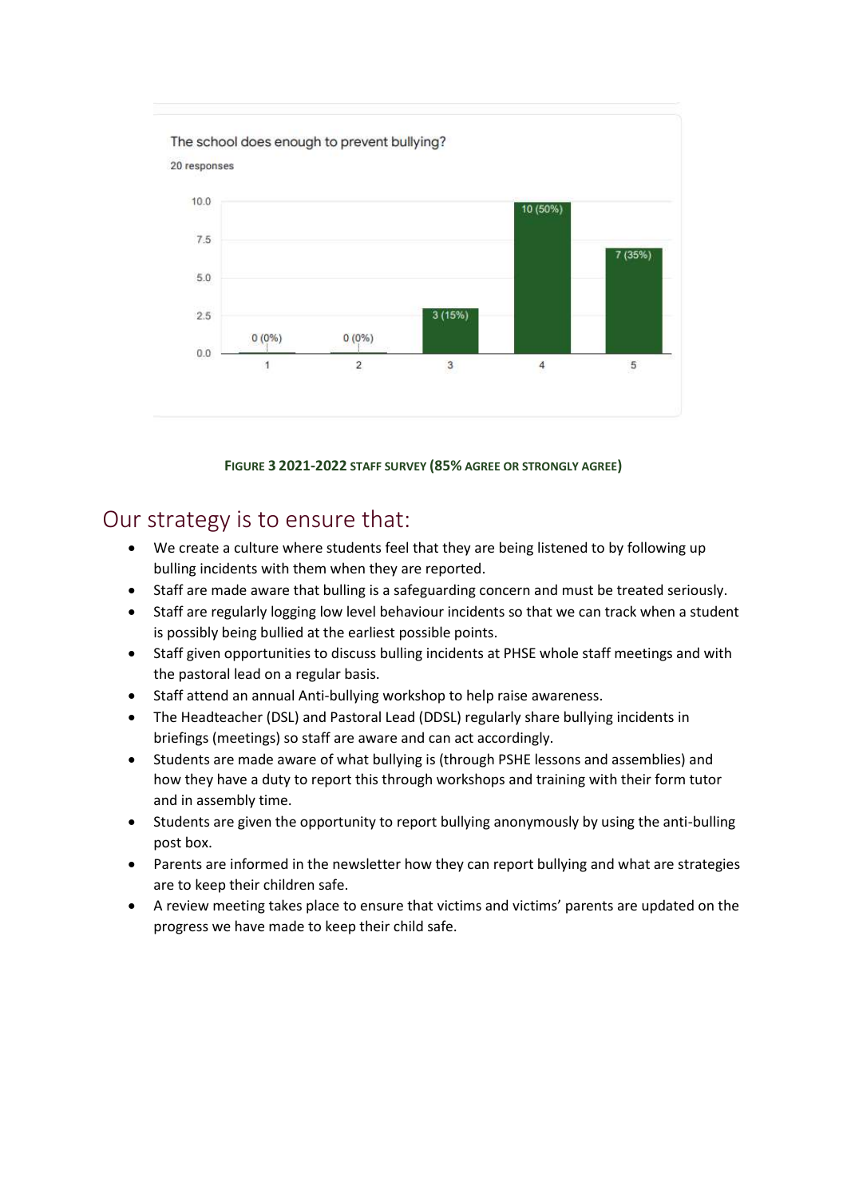The school does enough to prevent bullying?

20 responses

10.0

7.5

5.0

2.5

0.0

0 (0%)

0 (0%)

3 (15%)

10 (50%)

7 (35%)

1

2

3

4

5

**Figure 3 2021-2022 staff survey (85% agree or strongly agree)**

## Our strategy is to ensure that:

- We create a culture where students feel that they are being listened to by following up bulling incidents with them when they are reported.
- Staff are made aware that bulling is a safeguarding concern and must be treated seriously.
- Staff are regularly logging low level behaviour incidents so that we can track when a student is possibly being bullied at the earliest possible points.
- Staff given opportunities to discuss bulling incidents at PHSE whole staff meetings and with the pastoral lead on a regular basis.
- Staff attend an annual Anti-bullying workshop to help raise awareness.
- The Headteacher (DSL) and Pastoral Lead (DDSL) regularly share bullying incidents in briefings (meetings) so staff are aware and can act accordingly.
- Students are made aware of what bullying is (through PSHE lessons and assemblies) and how they have a duty to report this through workshops and training with their form tutor and in assembly time.
- Students are given the opportunity to report bullying anonymously by using the anti-bulling post box.
- Parents are informed in the newsletter how they can report bullying and what are strategies are to keep their children safe.
- A review meeting takes place to ensure that victims and victims' parents are updated on the progress we have made to keep their child safe.